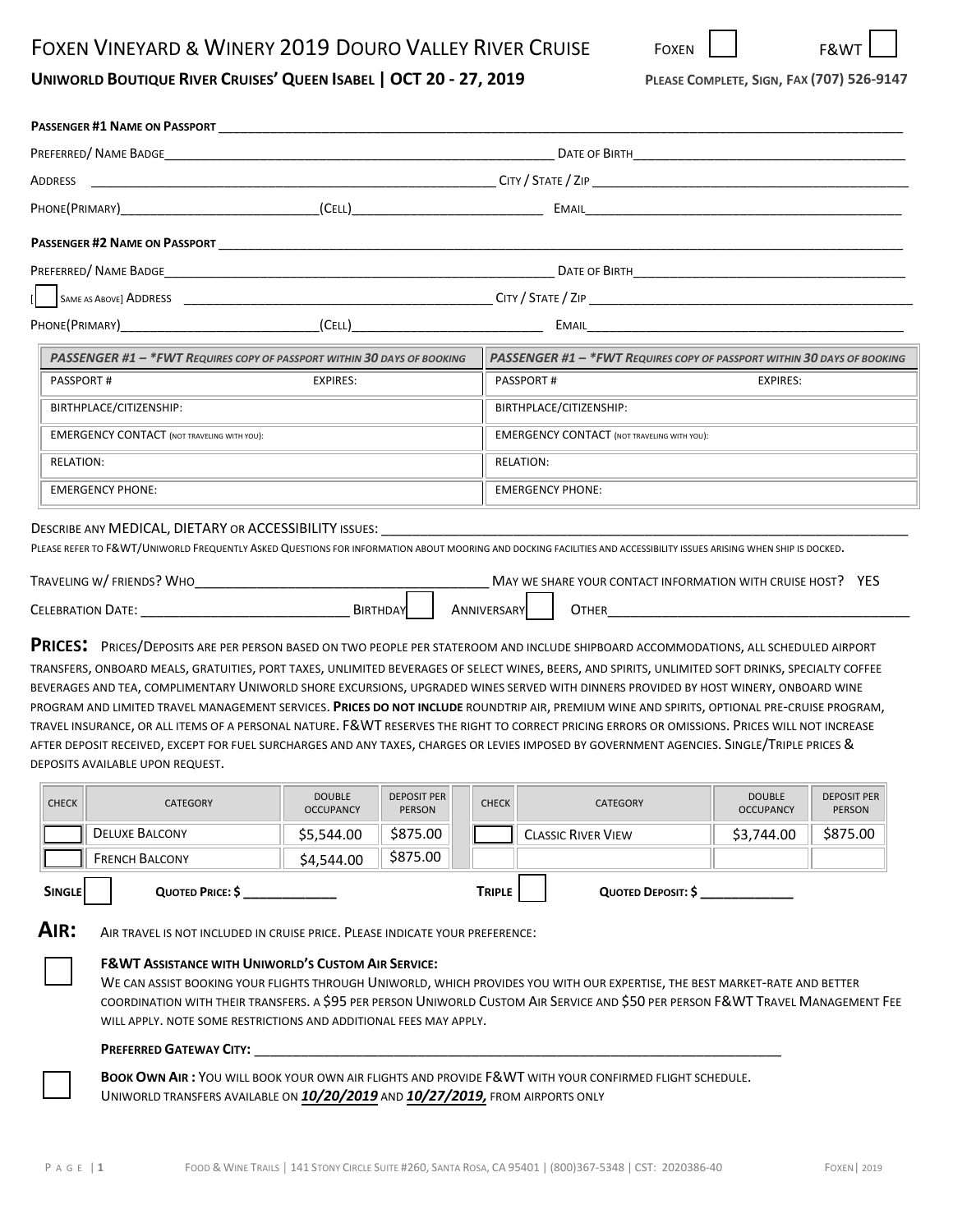# FOXEN VINEYARD & WINERY 2019 DOURO VALLEY RIVER CRUISE

FOXEN ☐ F&WT ☐

**UNIWORLD BOUTIQUE RIVER CRUISES' QUEEN ISABEL | OCT 20 - 27, 2019**

**PLEASE COMPLETE, SIGN, FAX (707) 526-9147**

**PASSENGER #1 NAME ON PASSPORT** ____________________

PREFERRED/ NAME BADGE____________________ DATE OF BIRTH____________________

ADDRESS ____________________ CITY / STATE / ZIP ____________________

PHONE(PRIMARY)____________________ (CELL)____________________ EMAIL____________________

**PASSENGER #2 NAME ON PASSPORT** ____________________

PREFERRED/ NAME BADGE____________________ DATE OF BIRTH____________________

[☐ SAME AS ABOVE] ADDRESS ____________________ CITY / STATE / ZIP ____________________

PHONE(PRIMARY)____________________ (CELL)____________________ EMAIL____________________

| *PASSENGER #1 – *FWT REQUIRES COPY OF PASSPORT WITHIN 30 DAYS OF BOOKING* | | *PASSENGER #1 – *FWT REQUIRES COPY OF PASSPORT WITHIN 30 DAYS OF BOOKING* | |
|---|---|---|---|
| PASSPORT # | EXPIRES: | PASSPORT # | EXPIRES: |
| BIRTHPLACE/CITIZENSHIP: | | BIRTHPLACE/CITIZENSHIP: | |
| EMERGENCY CONTACT (NOT TRAVELING WITH YOU): | | EMERGENCY CONTACT (NOT TRAVELING WITH YOU): | |
| RELATION: | | RELATION: | |
| EMERGENCY PHONE: | | EMERGENCY PHONE: | |

DESCRIBE ANY MEDICAL, DIETARY OR ACCESSIBILITY ISSUES: ____________________

PLEASE REFER TO F&WT/UNIWORLD FREQUENTLY ASKED QUESTIONS FOR INFORMATION ABOUT MOORING AND DOCKING FACILITIES AND ACCESSIBILITY ISSUES ARISING WHEN SHIP IS DOCKED.

TRAVELING W/ FRIENDS? WHO____________________ MAY WE SHARE YOUR CONTACT INFORMATION WITH CRUISE HOST? YES

CELEBRATION DATE: ____________________ BIRTHDAY ☐ ANNIVERSARY ☐ OTHER____________________

**PRICES:** PRICES/DEPOSITS ARE PER PERSON BASED ON TWO PEOPLE PER STATEROOM AND INCLUDE SHIPBOARD ACCOMMODATIONS, ALL SCHEDULED AIRPORT TRANSFERS, ONBOARD MEALS, GRATUITIES, PORT TAXES, UNLIMITED BEVERAGES OF SELECT WINES, BEERS, AND SPIRITS, UNLIMITED SOFT DRINKS, SPECIALTY COFFEE BEVERAGES AND TEA, COMPLIMENTARY UNIWORLD SHORE EXCURSIONS, UPGRADED WINES SERVED WITH DINNERS PROVIDED BY HOST WINERY, ONBOARD WINE PROGRAM AND LIMITED TRAVEL MANAGEMENT SERVICES. **PRICES DO NOT INCLUDE** ROUNDTRIP AIR, PREMIUM WINE AND SPIRITS, OPTIONAL PRE-CRUISE PROGRAM, TRAVEL INSURANCE, OR ALL ITEMS OF A PERSONAL NATURE. F&WT RESERVES THE RIGHT TO CORRECT PRICING ERRORS OR OMISSIONS. PRICES WILL NOT INCREASE AFTER DEPOSIT RECEIVED, EXCEPT FOR FUEL SURCHARGES AND ANY TAXES, CHARGES OR LEVIES IMPOSED BY GOVERNMENT AGENCIES. SINGLE/TRIPLE PRICES & DEPOSITS AVAILABLE UPON REQUEST.

| CHECK | CATEGORY | DOUBLE OCCUPANCY | DEPOSIT PER PERSON | CHECK | CATEGORY | DOUBLE OCCUPANCY | DEPOSIT PER PERSON |
|---|---|---|---|---|---|---|---|
| ☐ | DELUXE BALCONY | $5,544.00 | $875.00 | ☐ | CLASSIC RIVER VIEW | $3,744.00 | $875.00 |
| ☐ | FRENCH BALCONY | $4,544.00 | $875.00 | | | | |

**SINGLE** ☐ **QUOTED PRICE: $** ____________ **TRIPLE** ☐ **QUOTED DEPOSIT: $** ____________

**AIR:** AIR TRAVEL IS NOT INCLUDED IN CRUISE PRICE. PLEASE INDICATE YOUR PREFERENCE:

☐ **F&WT ASSISTANCE WITH UNIWORLD'S CUSTOM AIR SERVICE:**
WE CAN ASSIST BOOKING YOUR FLIGHTS THROUGH UNIWORLD, WHICH PROVIDES YOU WITH OUR EXPERTISE, THE BEST MARKET-RATE AND BETTER COORDINATION WITH THEIR TRANSFERS. A $95 PER PERSON UNIWORLD CUSTOM AIR SERVICE AND $50 PER PERSON F&WT TRAVEL MANAGEMENT FEE WILL APPLY. NOTE SOME RESTRICTIONS AND ADDITIONAL FEES MAY APPLY.

**PREFERRED GATEWAY CITY:** ____________________

☐ **BOOK OWN AIR :** YOU WILL BOOK YOUR OWN AIR FLIGHTS AND PROVIDE F&WT WITH YOUR CONFIRMED FLIGHT SCHEDULE.
UNIWORLD TRANSFERS AVAILABLE ON ***10/20/2019*** AND ***10/27/2019,*** FROM AIRPORTS ONLY

FOOD & WINE TRAILS | 141 STONY CIRCLE SUITE #260, SANTA ROSA, CA 95401 | (800)367-5348 | CST: 2020386-40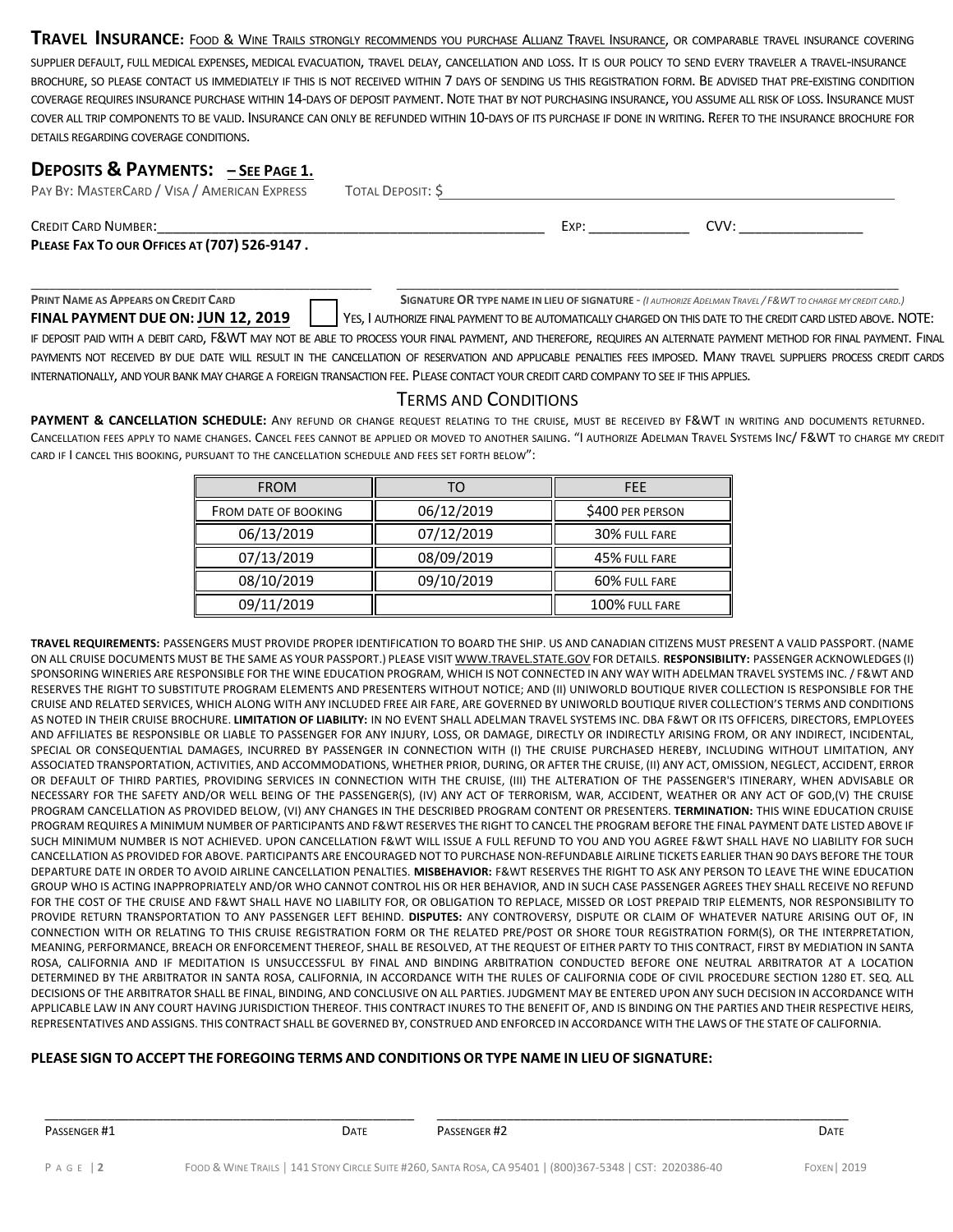## TRAVEL INSURANCE: FOOD & WINE TRAILS STRONGLY RECOMMENDS YOU PURCHASE ALLIANZ TRAVEL INSURANCE, OR COMPARABLE TRAVEL INSURANCE COVERING SUPPLIER DEFAULT, FULL MEDICAL EXPENSES, MEDICAL EVACUATION, TRAVEL DELAY, CANCELLATION AND LOSS. IT IS OUR POLICY TO SEND EVERY TRAVELER A TRAVEL-INSURANCE BROCHURE, SO PLEASE CONTACT US IMMEDIATELY IF THIS IS NOT RECEIVED WITHIN 7 DAYS OF SENDING US THIS REGISTRATION FORM. BE ADVISED THAT PRE-EXISTING CONDITION COVERAGE REQUIRES INSURANCE PURCHASE WITHIN 14-DAYS OF DEPOSIT PAYMENT. NOTE THAT BY NOT PURCHASING INSURANCE, YOU ASSUME ALL RISK OF LOSS. INSURANCE MUST COVER ALL TRIP COMPONENTS TO BE VALID. INSURANCE CAN ONLY BE REFUNDED WITHIN 10-DAYS OF ITS PURCHASE IF DONE IN WRITING. REFER TO THE INSURANCE BROCHURE FOR DETAILS REGARDING COVERAGE CONDITIONS.

## DEPOSITS & PAYMENTS: – SEE PAGE 1.

PAY BY: MASTERCARD / VISA / AMERICAN EXPRESS TOTAL DEPOSIT: $\_\_\_\_\_\_\_\_\_\_\_\_\_\_\_\_\_\_\_\_

CREDIT CARD NUMBER:\_\_\_\_\_\_\_\_\_\_\_\_\_\_\_\_\_\_\_\_\_\_\_\_\_\_\_\_\_\_\_\_\_\_\_\_\_\_ EXP: \_\_\_\_\_\_\_\_\_\_\_\_ CVV: \_\_\_\_\_\_\_\_\_\_\_\_\_\_\_

**PLEASE FAX TO OUR OFFICES AT (707) 526-9147 .**

\_\_\_\_\_\_\_\_\_\_\_\_\_\_\_\_\_\_\_\_\_\_\_\_\_\_\_\_\_\_\_\_\_\_\_\_\_ \_\_\_\_\_\_\_\_\_\_\_\_\_\_\_\_\_\_\_\_\_\_\_\_\_\_\_\_\_\_\_\_\_\_\_\_\_\_\_\_\_\_\_\_\_\_\_\_

**PRINT NAME AS APPEARS ON CREDIT CARD** **SIGNATURE OR TYPE NAME IN LIEU OF SIGNATURE** - *(I AUTHORIZE ADELMAN TRAVEL / F&WT TO CHARGE MY CREDIT CARD.)*

**FINAL PAYMENT DUE ON: JUN 12, 2019** ☐ YES, I AUTHORIZE FINAL PAYMENT TO BE AUTOMATICALLY CHARGED ON THIS DATE TO THE CREDIT CARD LISTED ABOVE. NOTE: IF DEPOSIT PAID WITH A DEBIT CARD, F&WT MAY NOT BE ABLE TO PROCESS YOUR FINAL PAYMENT, AND THEREFORE, REQUIRES AN ALTERNATE PAYMENT METHOD FOR FINAL PAYMENT. FINAL PAYMENTS NOT RECEIVED BY DUE DATE WILL RESULT IN THE CANCELLATION OF RESERVATION AND APPLICABLE PENALTIES FEES IMPOSED. MANY TRAVEL SUPPLIERS PROCESS CREDIT CARDS INTERNATIONALLY, AND YOUR BANK MAY CHARGE A FOREIGN TRANSACTION FEE. PLEASE CONTACT YOUR CREDIT CARD COMPANY TO SEE IF THIS APPLIES.

## TERMS AND CONDITIONS

**PAYMENT & CANCELLATION SCHEDULE:** ANY REFUND OR CHANGE REQUEST RELATING TO THE CRUISE, MUST BE RECEIVED BY F&WT IN WRITING AND DOCUMENTS RETURNED. CANCELLATION FEES APPLY TO NAME CHANGES. CANCEL FEES CANNOT BE APPLIED OR MOVED TO ANOTHER SAILING. "I AUTHORIZE ADELMAN TRAVEL SYSTEMS INC/ F&WT TO CHARGE MY CREDIT CARD IF I CANCEL THIS BOOKING, PURSUANT TO THE CANCELLATION SCHEDULE AND FEES SET FORTH BELOW":

| FROM | TO | FEE |
|---|---|---|
| FROM DATE OF BOOKING | 06/12/2019 | $400 PER PERSON |
| 06/13/2019 | 07/12/2019 | 30% FULL FARE |
| 07/13/2019 | 08/09/2019 | 45% FULL FARE |
| 08/10/2019 | 09/10/2019 | 60% FULL FARE |
| 09/11/2019 | | 100% FULL FARE |

**TRAVEL REQUIREMENTS:** PASSENGERS MUST PROVIDE PROPER IDENTIFICATION TO BOARD THE SHIP. US AND CANADIAN CITIZENS MUST PRESENT A VALID PASSPORT. (NAME ON ALL CRUISE DOCUMENTS MUST BE THE SAME AS YOUR PASSPORT.) PLEASE VISIT WWW.TRAVEL.STATE.GOV FOR DETAILS. **RESPONSIBILITY:** PASSENGER ACKNOWLEDGES (I) SPONSORING WINERIES ARE RESPONSIBLE FOR THE WINE EDUCATION PROGRAM, WHICH IS NOT CONNECTED IN ANY WAY WITH ADELMAN TRAVEL SYSTEMS INC. / F&WT AND RESERVES THE RIGHT TO SUBSTITUTE PROGRAM ELEMENTS AND PRESENTERS WITHOUT NOTICE; AND (II) UNIWORLD BOUTIQUE RIVER COLLECTION IS RESPONSIBLE FOR THE CRUISE AND RELATED SERVICES, WHICH ALONG WITH ANY INCLUDED FREE AIR FARE, ARE GOVERNED BY UNIWORLD BOUTIQUE RIVER COLLECTION'S TERMS AND CONDITIONS AS NOTED IN THEIR CRUISE BROCHURE. **LIMITATION OF LIABILITY:** IN NO EVENT SHALL ADELMAN TRAVEL SYSTEMS INC. DBA F&WT OR ITS OFFICERS, DIRECTORS, EMPLOYEES AND AFFILIATES BE RESPONSIBLE OR LIABLE TO PASSENGER FOR ANY INJURY, LOSS, OR DAMAGE, DIRECTLY OR INDIRECTLY ARISING FROM, OR ANY INDIRECT, INCIDENTAL, SPECIAL OR CONSEQUENTIAL DAMAGES, INCURRED BY PASSENGER IN CONNECTION WITH (I) THE CRUISE PURCHASED HEREBY, INCLUDING WITHOUT LIMITATION, ANY ASSOCIATED TRANSPORTATION, ACTIVITIES, AND ACCOMMODATIONS, WHETHER PRIOR, DURING, OR AFTER THE CRUISE, (II) ANY ACT, OMISSION, NEGLECT, ACCIDENT, ERROR OR DEFAULT OF THIRD PARTIES, PROVIDING SERVICES IN CONNECTION WITH THE CRUISE, (III) THE ALTERATION OF THE PASSENGER'S ITINERARY, WHEN ADVISABLE OR NECESSARY FOR THE SAFETY AND/OR WELL BEING OF THE PASSENGER(S), (IV) ANY ACT OF TERRORISM, WAR, ACCIDENT, WEATHER OR ANY ACT OF GOD,(V) THE CRUISE PROGRAM CANCELLATION AS PROVIDED BELOW, (VI) ANY CHANGES IN THE DESCRIBED PROGRAM CONTENT OR PRESENTERS. **TERMINATION:** THIS WINE EDUCATION CRUISE PROGRAM REQUIRES A MINIMUM NUMBER OF PARTICIPANTS AND F&WT RESERVES THE RIGHT TO CANCEL THE PROGRAM BEFORE THE FINAL PAYMENT DATE LISTED ABOVE IF SUCH MINIMUM NUMBER IS NOT ACHIEVED. UPON CANCELLATION F&WT WILL ISSUE A FULL REFUND TO YOU AND YOU AGREE F&WT SHALL HAVE NO LIABILITY FOR SUCH CANCELLATION AS PROVIDED FOR ABOVE. PARTICIPANTS ARE ENCOURAGED NOT TO PURCHASE NON-REFUNDABLE AIRLINE TICKETS EARLIER THAN 90 DAYS BEFORE THE TOUR DEPARTURE DATE IN ORDER TO AVOID AIRLINE CANCELLATION PENALTIES. **MISBEHAVIOR:** F&WT RESERVES THE RIGHT TO ASK ANY PERSON TO LEAVE THE WINE EDUCATION GROUP WHO IS ACTING INAPPROPRIATELY AND/OR WHO CANNOT CONTROL HIS OR HER BEHAVIOR, AND IN SUCH CASE PASSENGER AGREES THEY SHALL RECEIVE NO REFUND FOR THE COST OF THE CRUISE AND F&WT SHALL HAVE NO LIABILITY FOR, OR OBLIGATION TO REPLACE, MISSED OR LOST PREPAID TRIP ELEMENTS, NOR RESPONSIBILITY TO PROVIDE RETURN TRANSPORTATION TO ANY PASSENGER LEFT BEHIND. **DISPUTES:** ANY CONTROVERSY, DISPUTE OR CLAIM OF WHATEVER NATURE ARISING OUT OF, IN CONNECTION WITH OR RELATING TO THIS CRUISE REGISTRATION FORM OR THE RELATED PRE/POST OR SHORE TOUR REGISTRATION FORM(S), OR THE INTERPRETATION, MEANING, PERFORMANCE, BREACH OR ENFORCEMENT THEREOF, SHALL BE RESOLVED, AT THE REQUEST OF EITHER PARTY TO THIS CONTRACT, FIRST BY MEDIATION IN SANTA ROSA, CALIFORNIA AND IF MEDITATION IS UNSUCCESSFUL BY FINAL AND BINDING ARBITRATION CONDUCTED BEFORE ONE NEUTRAL ARBITRATOR AT A LOCATION DETERMINED BY THE ARBITRATOR IN SANTA ROSA, CALIFORNIA, IN ACCORDANCE WITH THE RULES OF CALIFORNIA CODE OF CIVIL PROCEDURE SECTION 1280 ET. SEQ. ALL DECISIONS OF THE ARBITRATOR SHALL BE FINAL, BINDING, AND CONCLUSIVE ON ALL PARTIES. JUDGMENT MAY BE ENTERED UPON ANY SUCH DECISION IN ACCORDANCE WITH APPLICABLE LAW IN ANY COURT HAVING JURISDICTION THEREOF. THIS CONTRACT INURES TO THE BENEFIT OF, AND IS BINDING ON THE PARTIES AND THEIR RESPECTIVE HEIRS, REPRESENTATIVES AND ASSIGNS. THIS CONTRACT SHALL BE GOVERNED BY, CONSTRUED AND ENFORCED IN ACCORDANCE WITH THE LAWS OF THE STATE OF CALIFORNIA.

**PLEASE SIGN TO ACCEPT THE FOREGOING TERMS AND CONDITIONS OR TYPE NAME IN LIEU OF SIGNATURE:**

\_\_\_\_\_\_\_\_\_\_\_\_\_\_\_\_\_\_\_\_\_\_\_\_\_\_\_\_\_\_\_\_\_\_\_\_\_\_\_\_ \_\_\_\_\_\_\_\_\_\_\_\_\_\_\_\_\_\_\_\_\_\_\_\_\_\_\_\_\_\_\_\_\_\_\_\_\_\_\_\_\_\_\_

PASSENGER #1 DATE PASSENGER #2 DATE

FOOD & WINE TRAILS | 141 STONY CIRCLE SUITE #260, SANTA ROSA, CA 95401 | (800)367-5348 | CST: 2020386-40